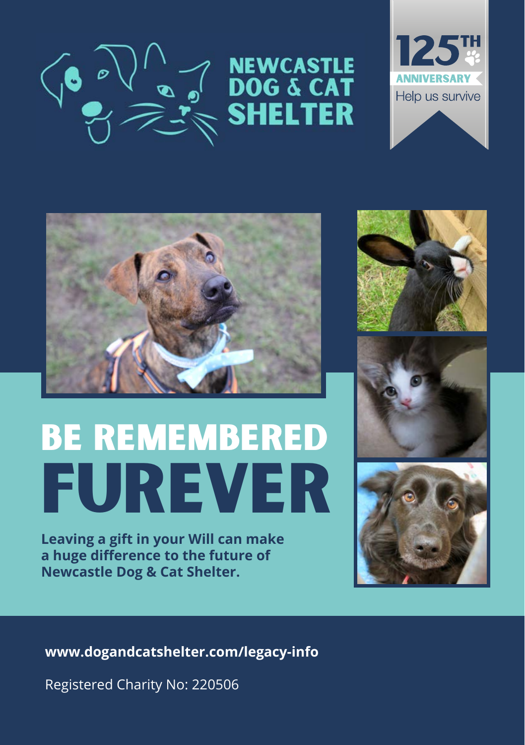# NEWCASTLE DOG & CAT SHELTER

125TH ANNIVERSARY

Help us survive

# BE REMEMBERED FUREVER

**Leaving a gift in your Will can make a huge difference to the future of Newcastle Dog & Cat Shelter.**

**www.dogandcatshelter.com/legacy-info**

Registered Charity No: 220506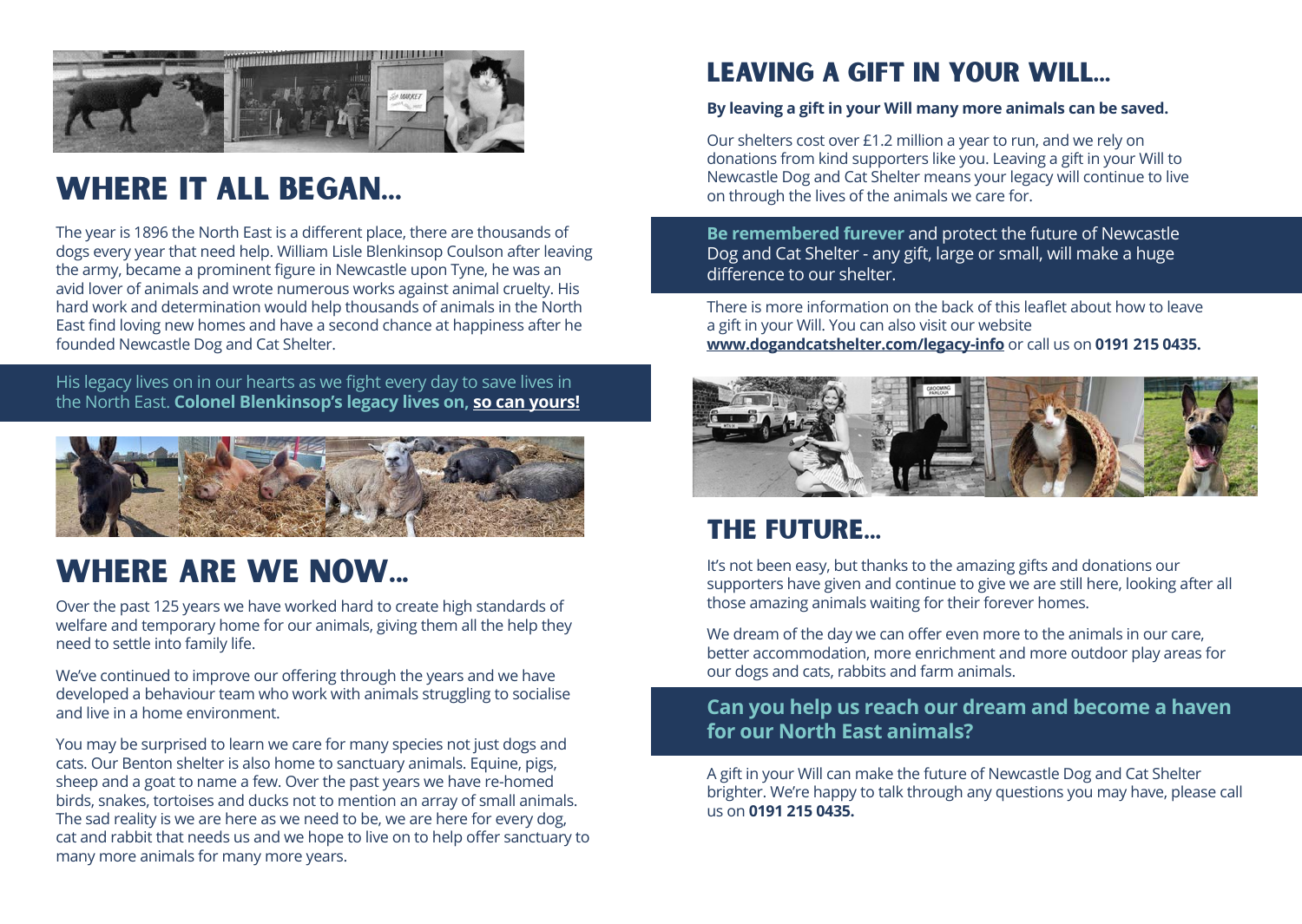## WHERE IT ALL BEGAN...

The year is 1896 the North East is a different place, there are thousands of dogs every year that need help. William Lisle Blenkinsop Coulson after leaving the army, became a prominent figure in Newcastle upon Tyne, he was an avid lover of animals and wrote numerous works against animal cruelty. His hard work and determination would help thousands of animals in the North East find loving new homes and have a second chance at happiness after he founded Newcastle Dog and Cat Shelter.

His legacy lives on in our hearts as we fight every day to save lives in the North East. **Colonel Blenkinsop's legacy lives on, so can yours!**

## WHERE ARE WE NOW...

Over the past 125 years we have worked hard to create high standards of welfare and temporary home for our animals, giving them all the help they need to settle into family life.

We've continued to improve our offering through the years and we have developed a behaviour team who work with animals struggling to socialise and live in a home environment.

You may be surprised to learn we care for many species not just dogs and cats. Our Benton shelter is also home to sanctuary animals. Equine, pigs, sheep and a goat to name a few. Over the past years we have re-homed birds, snakes, tortoises and ducks not to mention an array of small animals. The sad reality is we are here as we need to be, we are here for every dog, cat and rabbit that needs us and we hope to live on to help offer sanctuary to many more animals for many more years.

## LEAVING A GIFT IN YOUR WILL...

**By leaving a gift in your Will many more animals can be saved.**

Our shelters cost over £1.2 million a year to run, and we rely on donations from kind supporters like you. Leaving a gift in your Will to Newcastle Dog and Cat Shelter means your legacy will continue to live on through the lives of the animals we care for.

**Be remembered furever** and protect the future of Newcastle Dog and Cat Shelter - any gift, large or small, will make a huge difference to our shelter.

There is more information on the back of this leaflet about how to leave a gift in your Will. You can also visit our website **www.dogandcatshelter.com/legacy-info** or call us on **0191 215 0435.**

## THE FUTURE...

It's not been easy, but thanks to the amazing gifts and donations our supporters have given and continue to give we are still here, looking after all those amazing animals waiting for their forever homes.

We dream of the day we can offer even more to the animals in our care, better accommodation, more enrichment and more outdoor play areas for our dogs and cats, rabbits and farm animals.

**Can you help us reach our dream and become a haven for our North East animals?**

A gift in your Will can make the future of Newcastle Dog and Cat Shelter brighter. We're happy to talk through any questions you may have, please call us on **0191 215 0435.**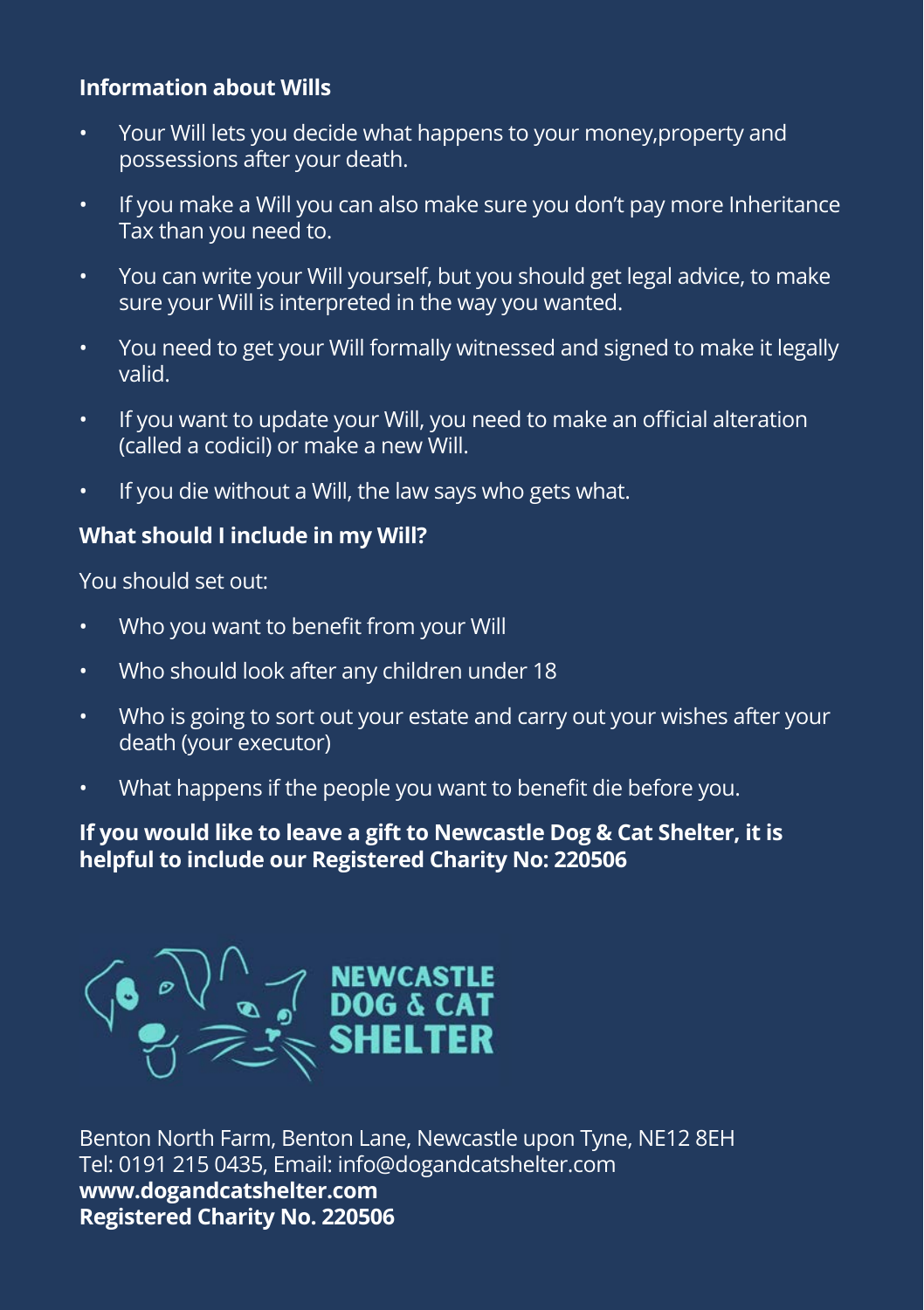## Information about Wills

- Your Will lets you decide what happens to your money,property and possessions after your death.
- If you make a Will you can also make sure you don't pay more Inheritance Tax than you need to.
- You can write your Will yourself, but you should get legal advice, to make sure your Will is interpreted in the way you wanted.
- You need to get your Will formally witnessed and signed to make it legally valid.
- If you want to update your Will, you need to make an official alteration (called a codicil) or make a new Will.
- If you die without a Will, the law says who gets what.

## What should I include in my Will?

You should set out:

- Who you want to benefit from your Will
- Who should look after any children under 18
- Who is going to sort out your estate and carry out your wishes after your death (your executor)
- What happens if the people you want to benefit die before you.

**If you would like to leave a gift to Newcastle Dog & Cat Shelter, it is helpful to include our Registered Charity No: 220506**

NEWCASTLE DOG & CAT SHELTER

Benton North Farm, Benton Lane, Newcastle upon Tyne, NE12 8EH
Tel: 0191 215 0435, Email: info@dogandcatshelter.com
**www.dogandcatshelter.com**
**Registered Charity No. 220506**